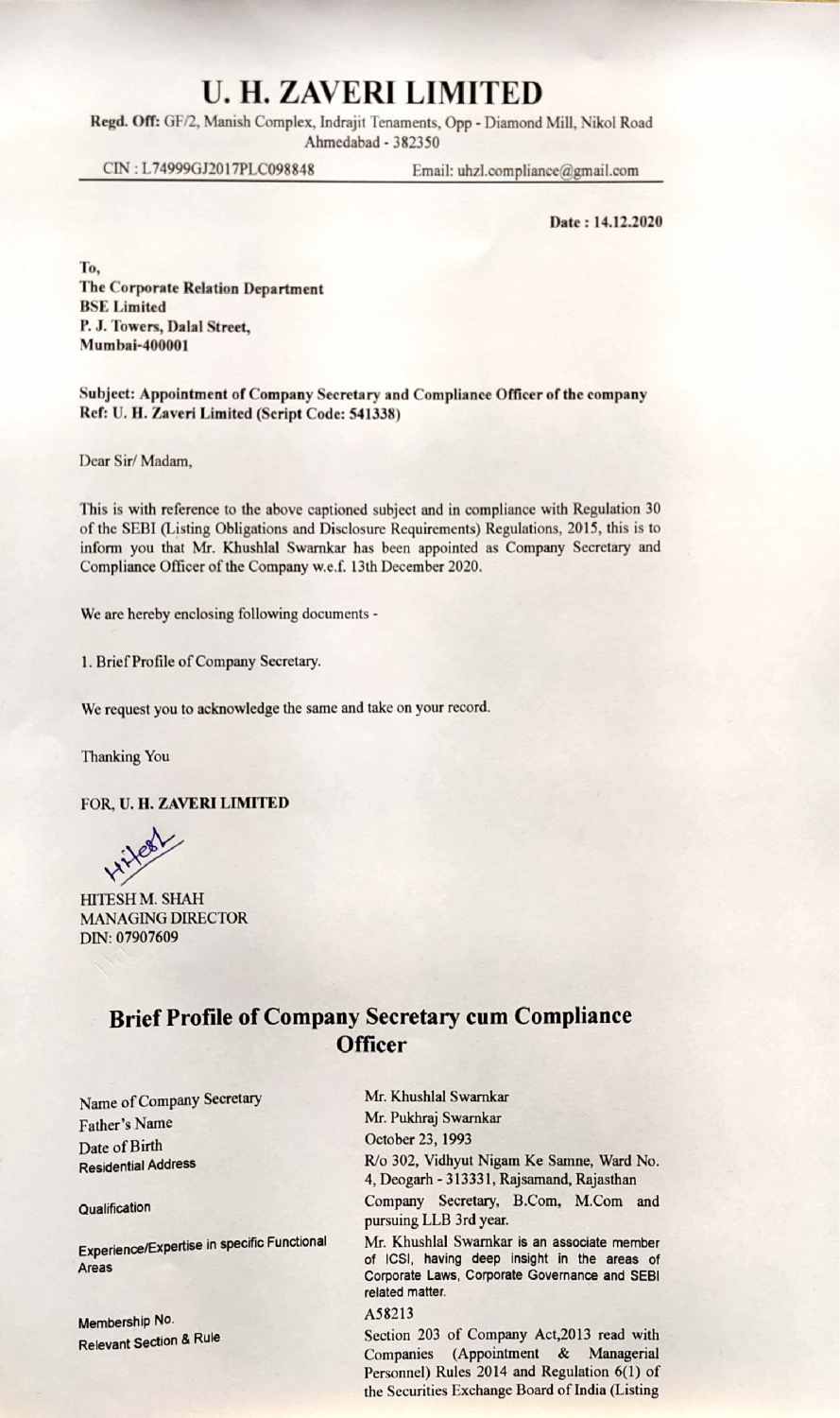# U. H. ZAVERI LIMITED

**Regd. Off:** GF/2, Manish Complex, Indrajit Tenaments, Opp - Diamond Mill, Nikol Road Ahmedabad - 382350

CIN : L74999GJ2017PLC098848 Email: uhzl.compliance@gmail.com

**Date : 14.12.2020**

**To,**
**The Corporate Relation Department**
**BSE Limited**
**P. J. Towers, Dalal Street,**
**Mumbai-400001**

**Subject: Appointment of Company Secretary and Compliance Officer of the company**
**Ref: U. H. Zaveri Limited (Script Code: 541338)**

Dear Sir/ Madam,

This is with reference to the above captioned subject and in compliance with Regulation 30 of the SEBI (Listing Obligations and Disclosure Requirements) Regulations, 2015, this is to inform you that Mr. Khushlal Swarnkar has been appointed as Company Secretary and Compliance Officer of the Company w.e.f. 13th December 2020.

We are hereby enclosing following documents -

1. Brief Profile of Company Secretary.

We request you to acknowledge the same and take on your record.

Thanking You

**FOR, U. H. ZAVERI LIMITED**

HITESH M. SHAH
MANAGING DIRECTOR
DIN: 07907609

## Brief Profile of Company Secretary cum Compliance Officer

| | |
|---|---|
| Name of Company Secretary | Mr. Khushlal Swarnkar |
| Father's Name | Mr. Pukhraj Swarnkar |
| Date of Birth | October 23, 1993 |
| Residential Address | R/o 302, Vidhyut Nigam Ke Samne, Ward No. 4, Deogarh - 313331, Rajsamand, Rajasthan |
| Qualification | Company Secretary, B.Com, M.Com and pursuing LLB 3rd year. |
| Experience/Expertise in specific Functional Areas | Mr. Khushlal Swarnkar is an associate member of ICSI, having deep insight in the areas of Corporate Laws, Corporate Governance and SEBI related matter. |
| Membership No. | A58213 |
| Relevant Section & Rule | Section 203 of Company Act,2013 read with Companies (Appointment & Managerial Personnel) Rules 2014 and Regulation 6(1) of the Securities Exchange Board of India (Listing |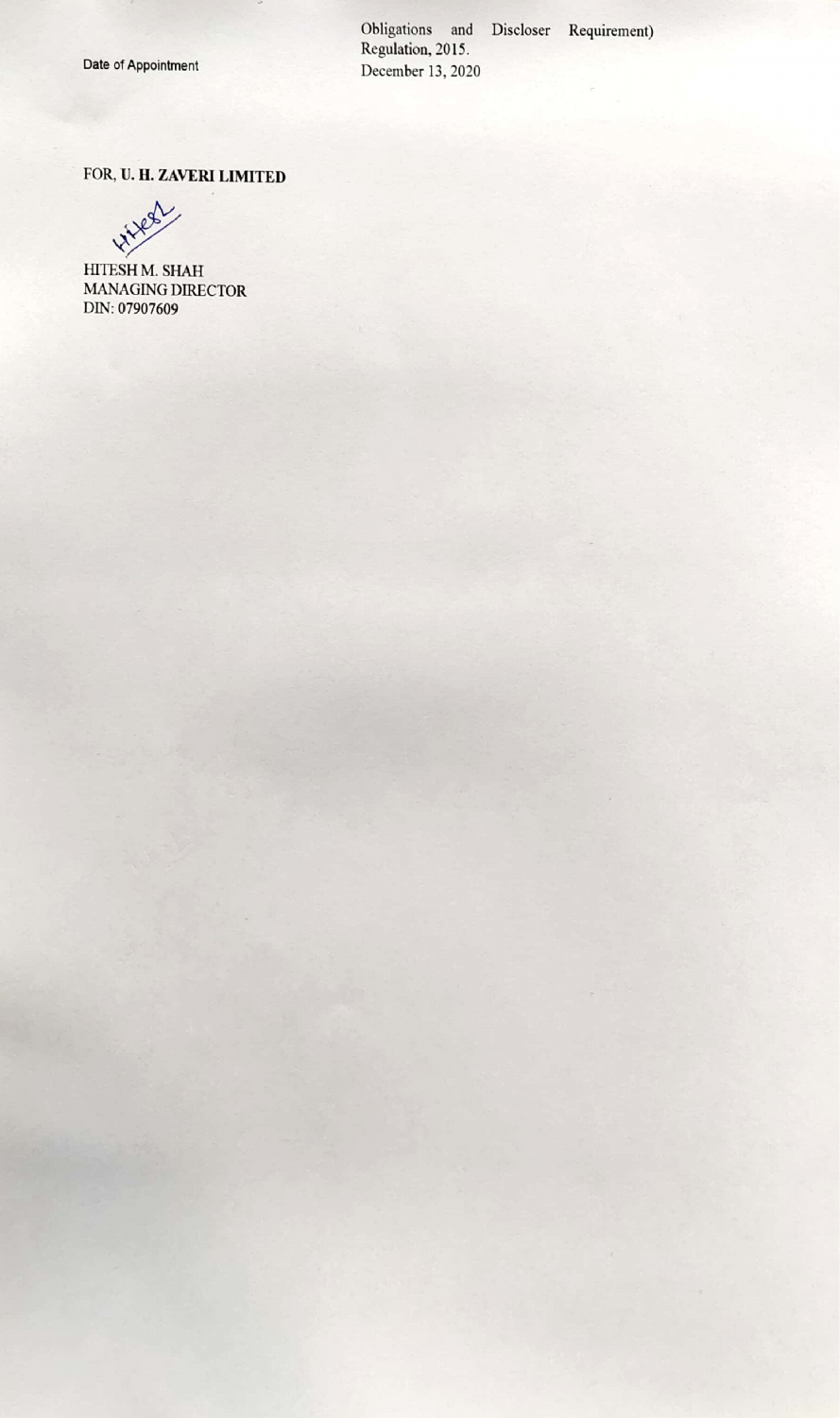| | |
|---|---|
| | Obligations and Discloser Requirement) Regulation, 2015. |
| Date of Appointment | December 13, 2020 |

**FOR, U. H. ZAVERI LIMITED**

HITESH M. SHAH
MANAGING DIRECTOR
DIN: 07907609